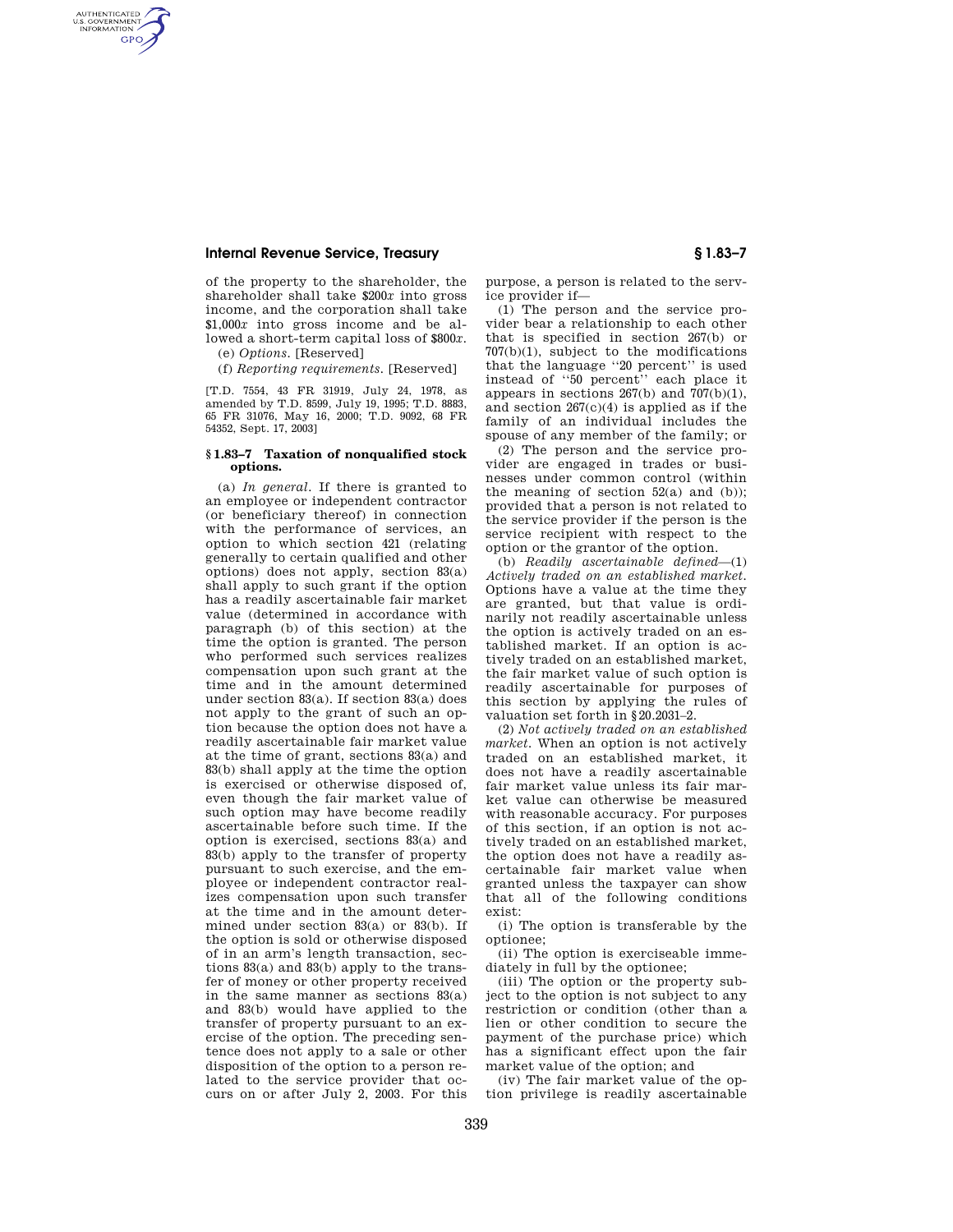of the property to the shareholder, the shareholder shall take $200$x$ into gross income, and the corporation shall take $1,000$x$ into gross income and be allowed a short-term capital loss of $800$x$.

(e) *Options.* [Reserved]

(f) *Reporting requirements.* [Reserved]

[T.D. 7554, 43 FR 31919, July 24, 1978, as amended by T.D. 8599, July 19, 1995; T.D. 8883, 65 FR 31076, May 16, 2000; T.D. 9092, 68 FR 54352, Sept. 17, 2003]

### § 1.83–7 Taxation of nonqualified stock options.

(a) *In general.* If there is granted to an employee or independent contractor (or beneficiary thereof) in connection with the performance of services, an option to which section 421 (relating generally to certain qualified and other options) does not apply, section 83(a) shall apply to such grant if the option has a readily ascertainable fair market value (determined in accordance with paragraph (b) of this section) at the time the option is granted. The person who performed such services realizes compensation upon such grant at the time and in the amount determined under section 83(a). If section 83(a) does not apply to the grant of such an option because the option does not have a readily ascertainable fair market value at the time of grant, sections 83(a) and 83(b) shall apply at the time the option is exercised or otherwise disposed of, even though the fair market value of such option may have become readily ascertainable before such time. If the option is exercised, sections 83(a) and 83(b) apply to the transfer of property pursuant to such exercise, and the employee or independent contractor realizes compensation upon such transfer at the time and in the amount determined under section 83(a) or 83(b). If the option is sold or otherwise disposed of in an arm's length transaction, sections 83(a) and 83(b) apply to the transfer of money or other property received in the same manner as sections 83(a) and 83(b) would have applied to the transfer of property pursuant to an exercise of the option. The preceding sentence does not apply to a sale or other disposition of the option to a person related to the service provider that occurs on or after July 2, 2003. For this purpose, a person is related to the service provider if—

(1) The person and the service provider bear a relationship to each other that is specified in section 267(b) or 707(b)(1), subject to the modifications that the language ''20 percent'' is used instead of ''50 percent'' each place it appears in sections 267(b) and 707(b)(1), and section 267(c)(4) is applied as if the family of an individual includes the spouse of any member of the family; or

(2) The person and the service provider are engaged in trades or businesses under common control (within the meaning of section 52(a) and (b)); provided that a person is not related to the service provider if the person is the service recipient with respect to the option or the grantor of the option.

(b) *Readily ascertainable defined*—(1) *Actively traded on an established market.* Options have a value at the time they are granted, but that value is ordinarily not readily ascertainable unless the option is actively traded on an established market. If an option is actively traded on an established market, the fair market value of such option is readily ascertainable for purposes of this section by applying the rules of valuation set forth in § 20.2031–2.

(2) *Not actively traded on an established market.* When an option is not actively traded on an established market, it does not have a readily ascertainable fair market value unless its fair market value can otherwise be measured with reasonable accuracy. For purposes of this section, if an option is not actively traded on an established market, the option does not have a readily ascertainable fair market value when granted unless the taxpayer can show that all of the following conditions exist:

(i) The option is transferable by the optionee;

(ii) The option is exerciseable immediately in full by the optionee;

(iii) The option or the property subject to the option is not subject to any restriction or condition (other than a lien or other condition to secure the payment of the purchase price) which has a significant effect upon the fair market value of the option; and

(iv) The fair market value of the option privilege is readily ascertainable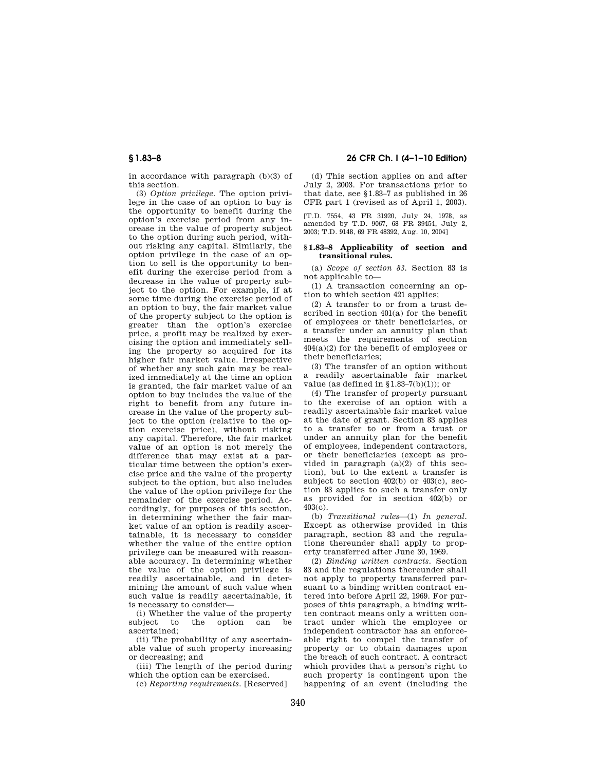in accordance with paragraph (b)(3) of this section.

(3) *Option privilege.* The option privilege in the case of an option to buy is the opportunity to benefit during the option's exercise period from any increase in the value of property subject to the option during such period, without risking any capital. Similarly, the option privilege in the case of an option to sell is the opportunity to benefit during the exercise period from a decrease in the value of property subject to the option. For example, if at some time during the exercise period of an option to buy, the fair market value of the property subject to the option is greater than the option's exercise price, a profit may be realized by exercising the option and immediately selling the property so acquired for its higher fair market value. Irrespective of whether any such gain may be realized immediately at the time an option is granted, the fair market value of an option to buy includes the value of the right to benefit from any future increase in the value of the property subject to the option (relative to the option exercise price), without risking any capital. Therefore, the fair market value of an option is not merely the difference that may exist at a particular time between the option's exercise price and the value of the property subject to the option, but also includes the value of the option privilege for the remainder of the exercise period. Accordingly, for purposes of this section, in determining whether the fair market value of an option is readily ascertainable, it is necessary to consider whether the value of the entire option privilege can be measured with reasonable accuracy. In determining whether the value of the option privilege is readily ascertainable, and in determining the amount of such value when such value is readily ascertainable, it is necessary to consider—

(i) Whether the value of the property subject to the option can be ascertained;

(ii) The probability of any ascertainable value of such property increasing or decreasing; and

(iii) The length of the period during which the option can be exercised.

(c) *Reporting requirements.* [Reserved]

(d) This section applies on and after July 2, 2003. For transactions prior to that date, see §1.83–7 as published in 26 CFR part 1 (revised as of April 1, 2003).

[T.D. 7554, 43 FR 31920, July 24, 1978, as amended by T.D. 9067, 68 FR 39454, July 2, 2003; T.D. 9148, 69 FR 48392, Aug. 10, 2004]

## §1.83–8 Applicability of section and transitional rules.

(a) *Scope of section 83.* Section 83 is not applicable to—

(1) A transaction concerning an option to which section 421 applies;

(2) A transfer to or from a trust described in section 401(a) for the benefit of employees or their beneficiaries, or a transfer under an annuity plan that meets the requirements of section 404(a)(2) for the benefit of employees or their beneficiaries;

(3) The transfer of an option without a readily ascertainable fair market value (as defined in §1.83–7(b)(1)); or

(4) The transfer of property pursuant to the exercise of an option with a readily ascertainable fair market value at the date of grant. Section 83 applies to a transfer to or from a trust or under an annuity plan for the benefit of employees, independent contractors, or their beneficiaries (except as provided in paragraph (a)(2) of this section), but to the extent a transfer is subject to section 402(b) or 403(c), section 83 applies to such a transfer only as provided for in section 402(b) or 403(c).

(b) *Transitional rules*—(1) *In general.* Except as otherwise provided in this paragraph, section 83 and the regulations thereunder shall apply to property transferred after June 30, 1969.

(2) *Binding written contracts.* Section 83 and the regulations thereunder shall not apply to property transferred pursuant to a binding written contract entered into before April 22, 1969. For purposes of this paragraph, a binding written contract means only a written contract under which the employee or independent contractor has an enforceable right to compel the transfer of property or to obtain damages upon the breach of such contract. A contract which provides that a person's right to such property is contingent upon the happening of an event (including the